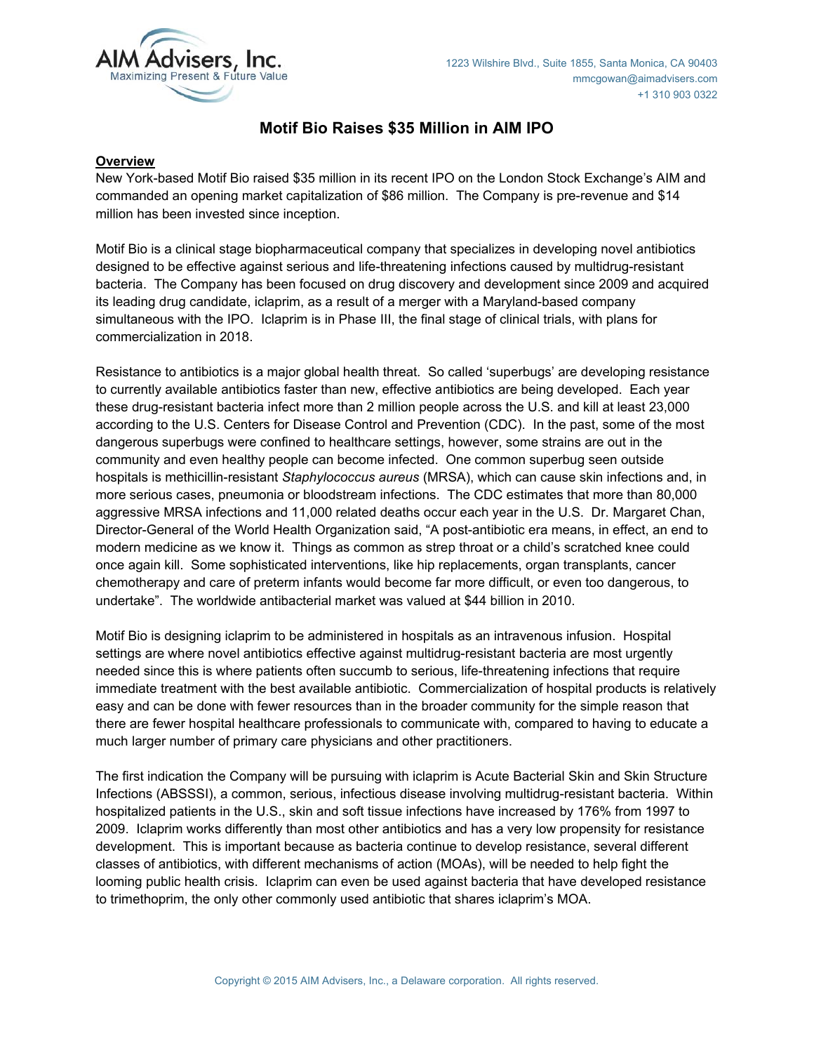AIM Advisers, Inc.
Maximizing Present & Future Value

1223 Wilshire Blvd., Suite 1855, Santa Monica, CA 90403
mmcgowan@aimadvisers.com
+1 310 903 0322

# Motif Bio Raises $35 Million in AIM IPO

**Overview**

New York-based Motif Bio raised $35 million in its recent IPO on the London Stock Exchange's AIM and commanded an opening market capitalization of $86 million. The Company is pre-revenue and $14 million has been invested since inception.

Motif Bio is a clinical stage biopharmaceutical company that specializes in developing novel antibiotics designed to be effective against serious and life-threatening infections caused by multidrug-resistant bacteria. The Company has been focused on drug discovery and development since 2009 and acquired its leading drug candidate, iclaprim, as a result of a merger with a Maryland-based company simultaneous with the IPO. Iclaprim is in Phase III, the final stage of clinical trials, with plans for commercialization in 2018.

Resistance to antibiotics is a major global health threat. So called 'superbugs' are developing resistance to currently available antibiotics faster than new, effective antibiotics are being developed. Each year these drug-resistant bacteria infect more than 2 million people across the U.S. and kill at least 23,000 according to the U.S. Centers for Disease Control and Prevention (CDC). In the past, some of the most dangerous superbugs were confined to healthcare settings, however, some strains are out in the community and even healthy people can become infected. One common superbug seen outside hospitals is methicillin-resistant *Staphylococcus aureus* (MRSA), which can cause skin infections and, in more serious cases, pneumonia or bloodstream infections. The CDC estimates that more than 80,000 aggressive MRSA infections and 11,000 related deaths occur each year in the U.S. Dr. Margaret Chan, Director-General of the World Health Organization said, "A post-antibiotic era means, in effect, an end to modern medicine as we know it. Things as common as strep throat or a child's scratched knee could once again kill. Some sophisticated interventions, like hip replacements, organ transplants, cancer chemotherapy and care of preterm infants would become far more difficult, or even too dangerous, to undertake". The worldwide antibacterial market was valued at $44 billion in 2010.

Motif Bio is designing iclaprim to be administered in hospitals as an intravenous infusion. Hospital settings are where novel antibiotics effective against multidrug-resistant bacteria are most urgently needed since this is where patients often succumb to serious, life-threatening infections that require immediate treatment with the best available antibiotic. Commercialization of hospital products is relatively easy and can be done with fewer resources than in the broader community for the simple reason that there are fewer hospital healthcare professionals to communicate with, compared to having to educate a much larger number of primary care physicians and other practitioners.

The first indication the Company will be pursuing with iclaprim is Acute Bacterial Skin and Skin Structure Infections (ABSSSI), a common, serious, infectious disease involving multidrug-resistant bacteria. Within hospitalized patients in the U.S., skin and soft tissue infections have increased by 176% from 1997 to 2009. Iclaprim works differently than most other antibiotics and has a very low propensity for resistance development. This is important because as bacteria continue to develop resistance, several different classes of antibiotics, with different mechanisms of action (MOAs), will be needed to help fight the looming public health crisis. Iclaprim can even be used against bacteria that have developed resistance to trimethoprim, the only other commonly used antibiotic that shares iclaprim's MOA.

Copyright © 2015 AIM Advisers, Inc., a Delaware corporation. All rights reserved.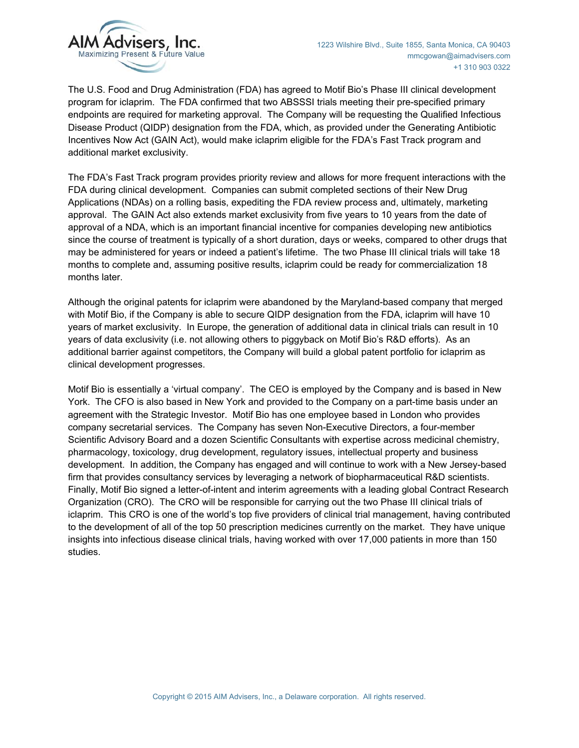The U.S. Food and Drug Administration (FDA) has agreed to Motif Bio's Phase III clinical development program for iclaprim. The FDA confirmed that two ABSSSI trials meeting their pre-specified primary endpoints are required for marketing approval. The Company will be requesting the Qualified Infectious Disease Product (QIDP) designation from the FDA, which, as provided under the Generating Antibiotic Incentives Now Act (GAIN Act), would make iclaprim eligible for the FDA's Fast Track program and additional market exclusivity.

The FDA's Fast Track program provides priority review and allows for more frequent interactions with the FDA during clinical development. Companies can submit completed sections of their New Drug Applications (NDAs) on a rolling basis, expediting the FDA review process and, ultimately, marketing approval. The GAIN Act also extends market exclusivity from five years to 10 years from the date of approval of a NDA, which is an important financial incentive for companies developing new antibiotics since the course of treatment is typically of a short duration, days or weeks, compared to other drugs that may be administered for years or indeed a patient's lifetime. The two Phase III clinical trials will take 18 months to complete and, assuming positive results, iclaprim could be ready for commercialization 18 months later.

Although the original patents for iclaprim were abandoned by the Maryland-based company that merged with Motif Bio, if the Company is able to secure QIDP designation from the FDA, iclaprim will have 10 years of market exclusivity. In Europe, the generation of additional data in clinical trials can result in 10 years of data exclusivity (i.e. not allowing others to piggyback on Motif Bio's R&D efforts). As an additional barrier against competitors, the Company will build a global patent portfolio for iclaprim as clinical development progresses.

Motif Bio is essentially a 'virtual company'. The CEO is employed by the Company and is based in New York. The CFO is also based in New York and provided to the Company on a part-time basis under an agreement with the Strategic Investor. Motif Bio has one employee based in London who provides company secretarial services. The Company has seven Non-Executive Directors, a four-member Scientific Advisory Board and a dozen Scientific Consultants with expertise across medicinal chemistry, pharmacology, toxicology, drug development, regulatory issues, intellectual property and business development. In addition, the Company has engaged and will continue to work with a New Jersey-based firm that provides consultancy services by leveraging a network of biopharmaceutical R&D scientists. Finally, Motif Bio signed a letter-of-intent and interim agreements with a leading global Contract Research Organization (CRO). The CRO will be responsible for carrying out the two Phase III clinical trials of iclaprim. This CRO is one of the world's top five providers of clinical trial management, having contributed to the development of all of the top 50 prescription medicines currently on the market. They have unique insights into infectious disease clinical trials, having worked with over 17,000 patients in more than 150 studies.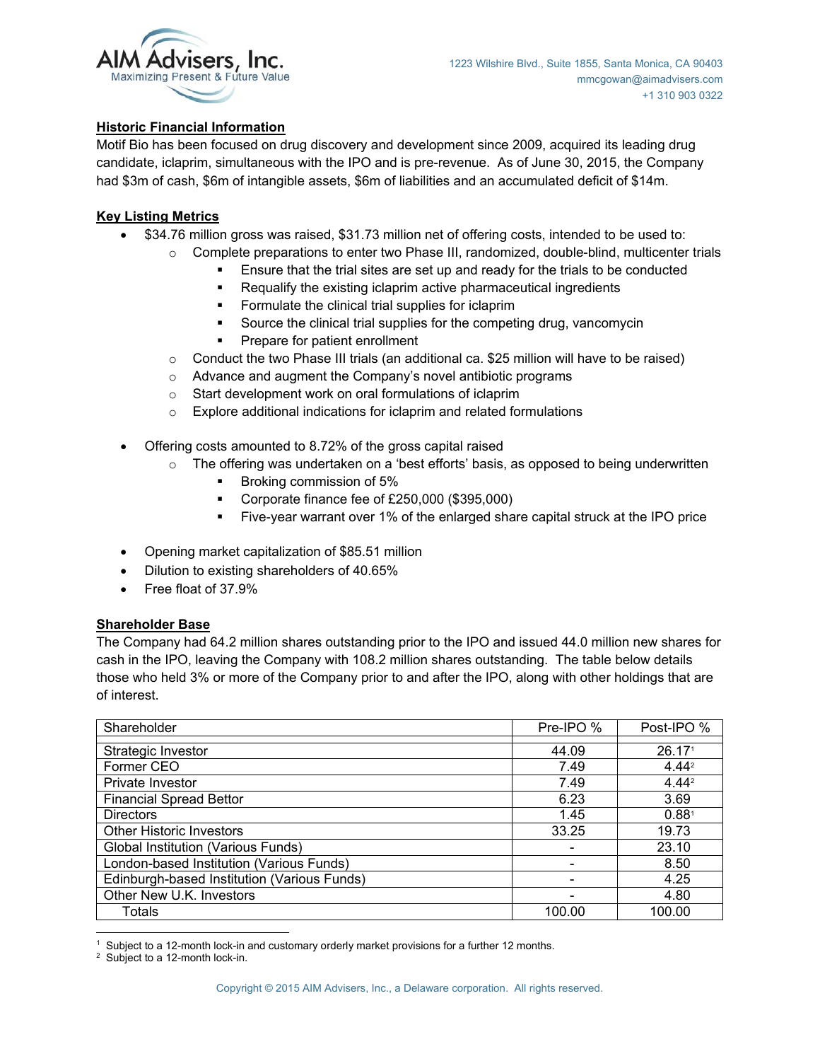## Historic Financial Information

Motif Bio has been focused on drug discovery and development since 2009, acquired its leading drug candidate, iclaprim, simultaneous with the IPO and is pre-revenue. As of June 30, 2015, the Company had $3m of cash, $6m of intangible assets, $6m of liabilities and an accumulated deficit of $14m.

## Key Listing Metrics

- $34.76 million gross was raised, $31.73 million net of offering costs, intended to be used to:
  - Complete preparations to enter two Phase III, randomized, double-blind, multicenter trials
    - Ensure that the trial sites are set up and ready for the trials to be conducted
    - Requalify the existing iclaprim active pharmaceutical ingredients
    - Formulate the clinical trial supplies for iclaprim
    - Source the clinical trial supplies for the competing drug, vancomycin
    - Prepare for patient enrollment
  - Conduct the two Phase III trials (an additional ca. $25 million will have to be raised)
  - Advance and augment the Company's novel antibiotic programs
  - Start development work on oral formulations of iclaprim
  - Explore additional indications for iclaprim and related formulations
- Offering costs amounted to 8.72% of the gross capital raised
  - The offering was undertaken on a 'best efforts' basis, as opposed to being underwritten
    - Broking commission of 5%
    - Corporate finance fee of £250,000 ($395,000)
    - Five-year warrant over 1% of the enlarged share capital struck at the IPO price
- Opening market capitalization of $85.51 million
- Dilution to existing shareholders of 40.65%
- Free float of 37.9%

## Shareholder Base

The Company had 64.2 million shares outstanding prior to the IPO and issued 44.0 million new shares for cash in the IPO, leaving the Company with 108.2 million shares outstanding. The table below details those who held 3% or more of the Company prior to and after the IPO, along with other holdings that are of interest.

| Shareholder | Pre-IPO % | Post-IPO % |
|---|---|---|
| Strategic Investor | 44.09 | 26.17[1] |
| Former CEO | 7.49 | 4.44[2] |
| Private Investor | 7.49 | 4.44[2] |
| Financial Spread Bettor | 6.23 | 3.69 |
| Directors | 1.45 | 0.88[1] |
| Other Historic Investors | 33.25 | 19.73 |
| Global Institution (Various Funds) | - | 23.10 |
| London-based Institution (Various Funds) | - | 8.50 |
| Edinburgh-based Institution (Various Funds) | - | 4.25 |
| Other New U.K. Investors | - | 4.80 |
| Totals | 100.00 | 100.00 |

[1] Subject to a 12-month lock-in and customary orderly market provisions for a further 12 months.
[2] Subject to a 12-month lock-in.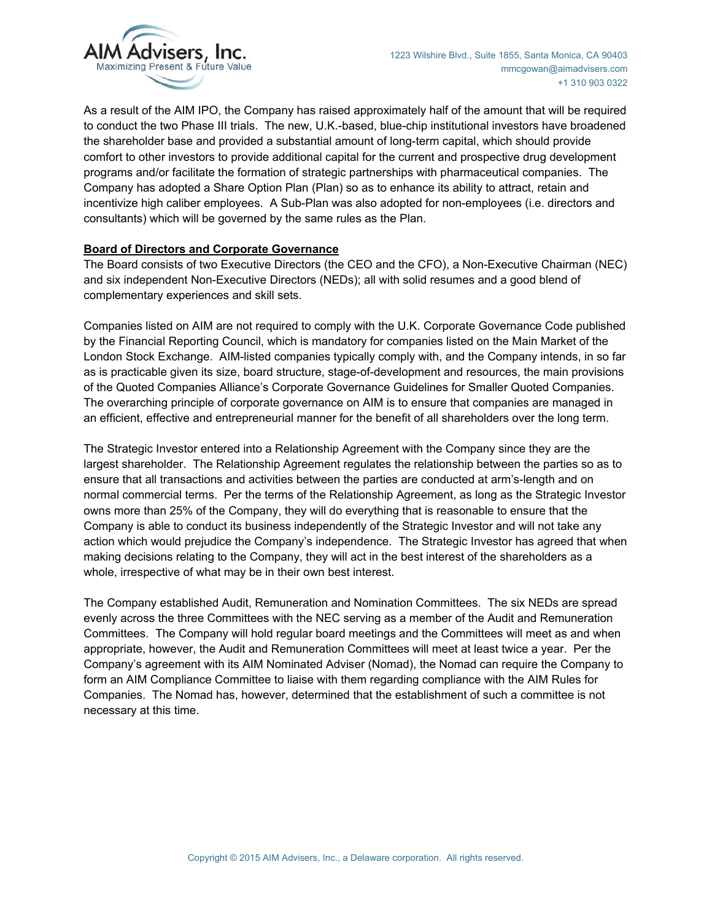As a result of the AIM IPO, the Company has raised approximately half of the amount that will be required to conduct the two Phase III trials. The new, U.K.-based, blue-chip institutional investors have broadened the shareholder base and provided a substantial amount of long-term capital, which should provide comfort to other investors to provide additional capital for the current and prospective drug development programs and/or facilitate the formation of strategic partnerships with pharmaceutical companies. The Company has adopted a Share Option Plan (Plan) so as to enhance its ability to attract, retain and incentivize high caliber employees. A Sub-Plan was also adopted for non-employees (i.e. directors and consultants) which will be governed by the same rules as the Plan.

**Board of Directors and Corporate Governance**

The Board consists of two Executive Directors (the CEO and the CFO), a Non-Executive Chairman (NEC) and six independent Non-Executive Directors (NEDs); all with solid resumes and a good blend of complementary experiences and skill sets.

Companies listed on AIM are not required to comply with the U.K. Corporate Governance Code published by the Financial Reporting Council, which is mandatory for companies listed on the Main Market of the London Stock Exchange. AIM-listed companies typically comply with, and the Company intends, in so far as is practicable given its size, board structure, stage-of-development and resources, the main provisions of the Quoted Companies Alliance's Corporate Governance Guidelines for Smaller Quoted Companies. The overarching principle of corporate governance on AIM is to ensure that companies are managed in an efficient, effective and entrepreneurial manner for the benefit of all shareholders over the long term.

The Strategic Investor entered into a Relationship Agreement with the Company since they are the largest shareholder. The Relationship Agreement regulates the relationship between the parties so as to ensure that all transactions and activities between the parties are conducted at arm's-length and on normal commercial terms. Per the terms of the Relationship Agreement, as long as the Strategic Investor owns more than 25% of the Company, they will do everything that is reasonable to ensure that the Company is able to conduct its business independently of the Strategic Investor and will not take any action which would prejudice the Company's independence. The Strategic Investor has agreed that when making decisions relating to the Company, they will act in the best interest of the shareholders as a whole, irrespective of what may be in their own best interest.

The Company established Audit, Remuneration and Nomination Committees. The six NEDs are spread evenly across the three Committees with the NEC serving as a member of the Audit and Remuneration Committees. The Company will hold regular board meetings and the Committees will meet as and when appropriate, however, the Audit and Remuneration Committees will meet at least twice a year. Per the Company's agreement with its AIM Nominated Adviser (Nomad), the Nomad can require the Company to form an AIM Compliance Committee to liaise with them regarding compliance with the AIM Rules for Companies. The Nomad has, however, determined that the establishment of such a committee is not necessary at this time.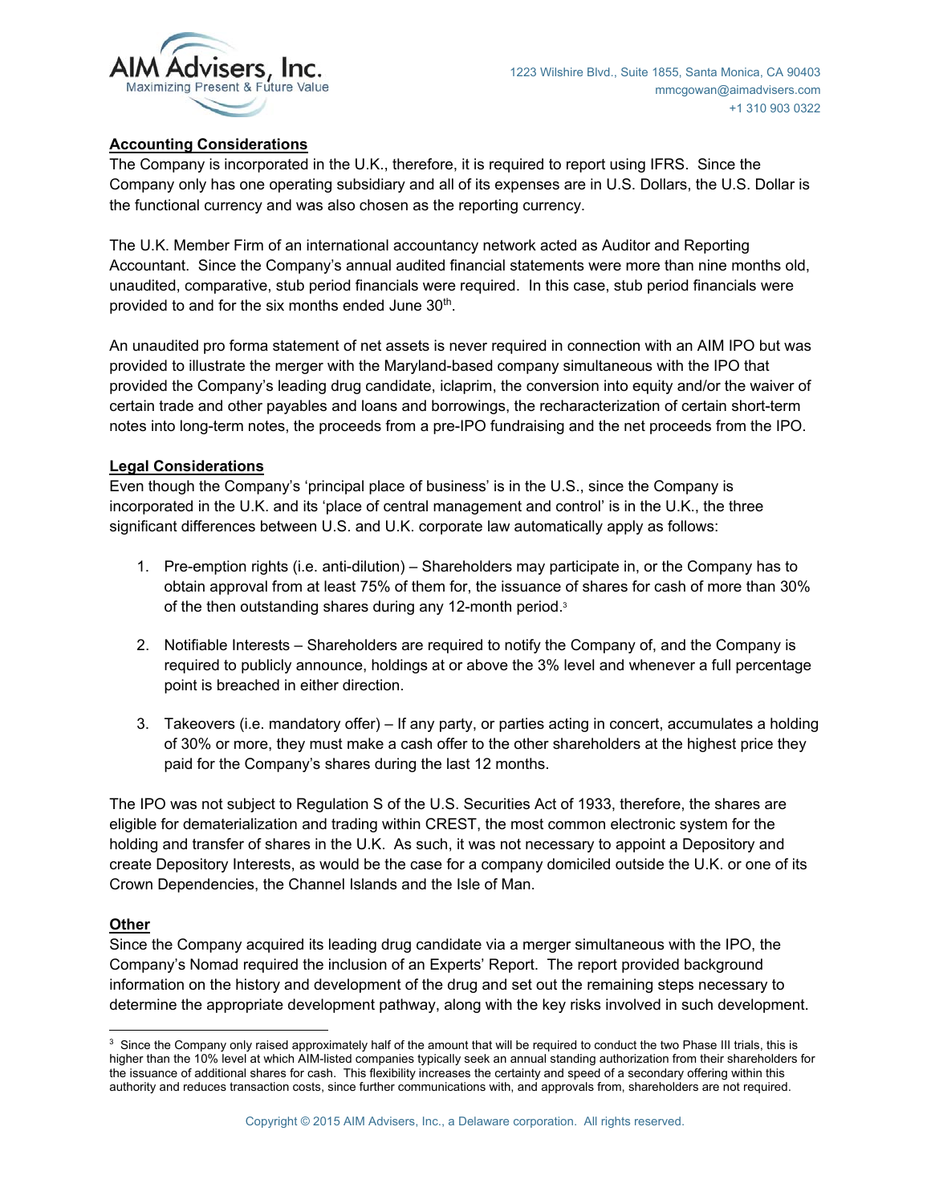**Accounting Considerations**

The Company is incorporated in the U.K., therefore, it is required to report using IFRS. Since the Company only has one operating subsidiary and all of its expenses are in U.S. Dollars, the U.S. Dollar is the functional currency and was also chosen as the reporting currency.

The U.K. Member Firm of an international accountancy network acted as Auditor and Reporting Accountant. Since the Company's annual audited financial statements were more than nine months old, unaudited, comparative, stub period financials were required. In this case, stub period financials were provided to and for the six months ended June 30th.

An unaudited pro forma statement of net assets is never required in connection with an AIM IPO but was provided to illustrate the merger with the Maryland-based company simultaneous with the IPO that provided the Company's leading drug candidate, icaprim, the conversion into equity and/or the waiver of certain trade and other payables and loans and borrowings, the recharacterization of certain short-term notes into long-term notes, the proceeds from a pre-IPO fundraising and the net proceeds from the IPO.

**Legal Considerations**

Even though the Company's 'principal place of business' is in the U.S., since the Company is incorporated in the U.K. and its 'place of central management and control' is in the U.K., the three significant differences between U.S. and U.K. corporate law automatically apply as follows:

1. Pre-emption rights (i.e. anti-dilution) – Shareholders may participate in, or the Company has to obtain approval from at least 75% of them for, the issuance of shares for cash of more than 30% of the then outstanding shares during any 12-month period.[3]

2. Notifiable Interests – Shareholders are required to notify the Company of, and the Company is required to publicly announce, holdings at or above the 3% level and whenever a full percentage point is breached in either direction.

3. Takeovers (i.e. mandatory offer) – If any party, or parties acting in concert, accumulates a holding of 30% or more, they must make a cash offer to the other shareholders at the highest price they paid for the Company's shares during the last 12 months.

The IPO was not subject to Regulation S of the U.S. Securities Act of 1933, therefore, the shares are eligible for dematerialization and trading within CREST, the most common electronic system for the holding and transfer of shares in the U.K. As such, it was not necessary to appoint a Depository and create Depository Interests, as would be the case for a company domiciled outside the U.K. or one of its Crown Dependencies, the Channel Islands and the Isle of Man.

**Other**

Since the Company acquired its leading drug candidate via a merger simultaneous with the IPO, the Company's Nomad required the inclusion of an Experts' Report. The report provided background information on the history and development of the drug and set out the remaining steps necessary to determine the appropriate development pathway, along with the key risks involved in such development.

---

[3] Since the Company only raised approximately half of the amount that will be required to conduct the two Phase III trials, this is higher than the 10% level at which AIM-listed companies typically seek an annual standing authorization from their shareholders for the issuance of additional shares for cash. This flexibility increases the certainty and speed of a secondary offering within this authority and reduces transaction costs, since further communications with, and approvals from, shareholders are not required.